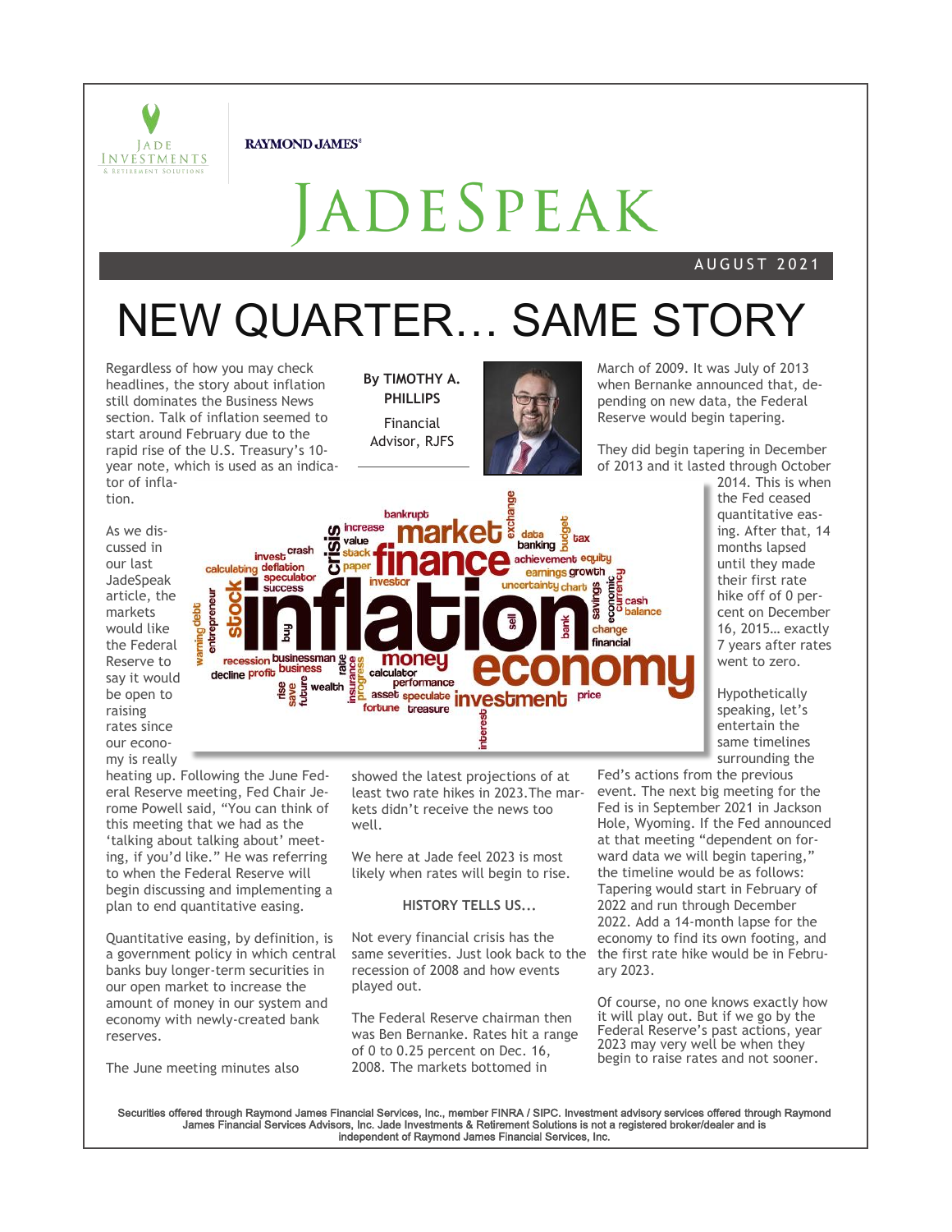JADE INVESTMENTS & RETIREMENT SOLUTIONS

RAYMOND JAMES

# JADESPEAK

AUGUST 2021

# NEW QUARTER… SAME STORY

By TIMOTHY A. PHILLIPS

Financial Advisor, RJFS

Regardless of how you may check headlines, the story about inflation still dominates the Business News section. Talk of inflation seemed to start around February due to the rapid rise of the U.S. Treasury's 10-year note, which is used as an indicator of inflation.

As we discussed in our last JadeSpeak article, the markets would like the Federal Reserve to say it would be open to raising rates since our economy is really heating up. Following the June Federal Reserve meeting, Fed Chair Jerome Powell said, "You can think of this meeting that we had as the 'talking about talking about' meeting, if you'd like." He was referring to when the Federal Reserve will begin discussing and implementing a plan to end quantitative easing.

Quantitative easing, by definition, is a government policy in which central banks buy longer-term securities in our open market to increase the amount of money in our system and economy with newly-created bank reserves.

The June meeting minutes also showed the latest projections of at least two rate hikes in 2023. The markets didn't receive the news too well.

We here at Jade feel 2023 is most likely when rates will begin to rise.

### HISTORY TELLS US...

Not every financial crisis has the same severities. Just look back to the recession of 2008 and how events played out.

The Federal Reserve chairman then was Ben Bernanke. Rates hit a range of 0 to 0.25 percent on Dec. 16, 2008. The markets bottomed in March of 2009. It was July of 2013 when Bernanke announced that, depending on new data, the Federal Reserve would begin tapering.

They did begin tapering in December of 2013 and it lasted through October 2014. This is when the Fed ceased quantitative easing. After that, 14 months lapsed until they made their first rate hike off of 0 percent on December 16, 2015… exactly 7 years after rates went to zero.

Hypothetically speaking, let's entertain the same timelines surrounding the Fed's actions from the previous event. The next big meeting for the Fed is in September 2021 in Jackson Hole, Wyoming. If the Fed announced at that meeting "dependent on forward data we will begin tapering," the timeline would be as follows: Tapering would start in February of 2022 and run through December 2022. Add a 14-month lapse for the economy to find its own footing, and the first rate hike would be in February 2023.

Of course, no one knows exactly how it will play out. But if we go by the Federal Reserve's past actions, year 2023 may very well be when they begin to raise rates and not sooner.

Securities offered through Raymond James Financial Services, Inc., member FINRA / SIPC. Investment advisory services offered through Raymond James Financial Services Advisors, Inc. Jade Investments & Retirement Solutions is not a registered broker/dealer and is independent of Raymond James Financial Services, Inc.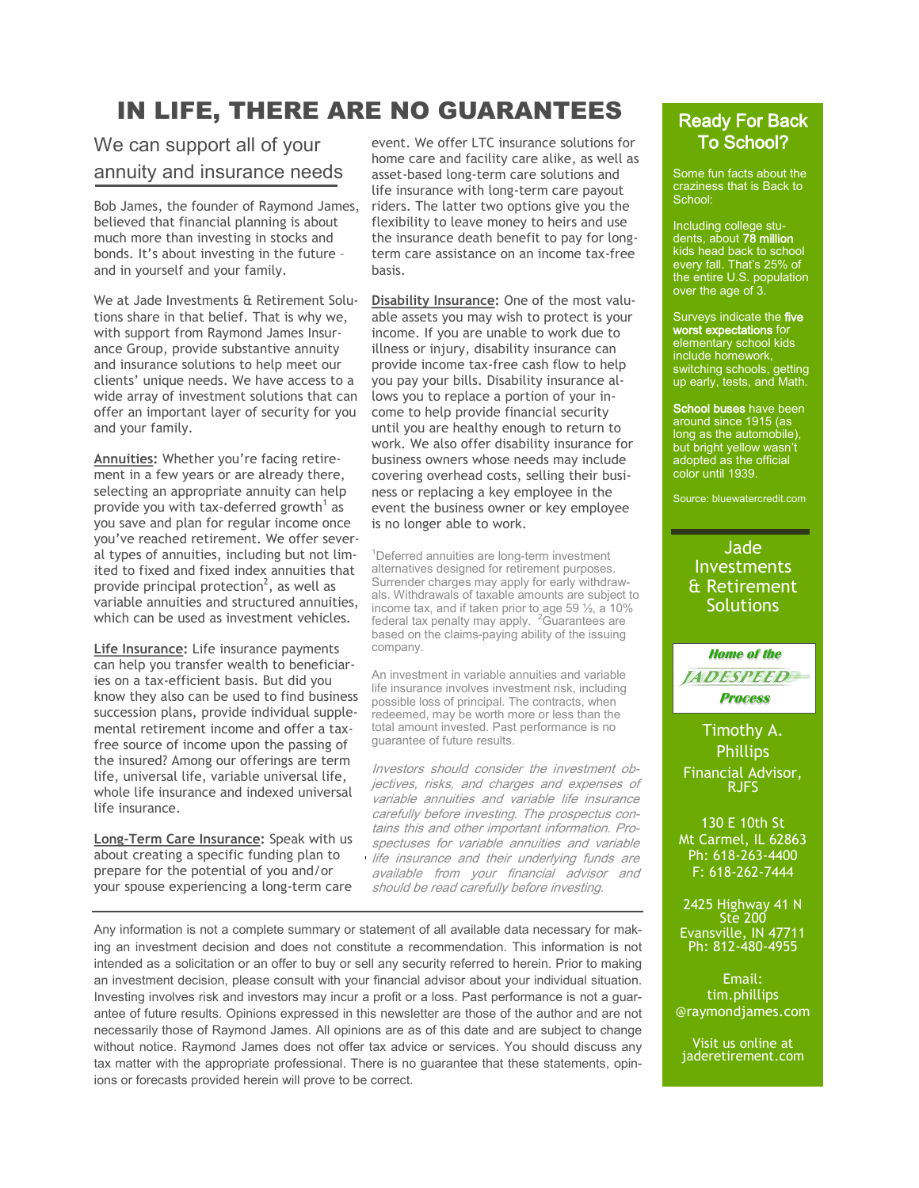# IN LIFE, THERE ARE NO GUARANTEES

## We can support all of your annuity and insurance needs

Bob James, the founder of Raymond James, believed that financial planning is about much more than investing in stocks and bonds. It's about investing in the future – and in yourself and your family.

We at Jade Investments & Retirement Solutions share in that belief. That is why we, with support from Raymond James Insurance Group, provide substantive annuity and insurance solutions to help meet our clients' unique needs. We have access to a wide array of investment solutions that can offer an important layer of security for you and your family.

**Annuities:** Whether you're facing retirement in a few years or are already there, selecting an appropriate annuity can help provide you with tax-deferred growth[1] as you save and plan for regular income once you've reached retirement. We offer several types of annuities, including but not limited to fixed and fixed index annuities that provide principal protection[2], as well as variable annuities and structured annuities, which can be used as investment vehicles.

**Life Insurance:** Life insurance payments can help you transfer wealth to beneficiaries on a tax-efficient basis. But did you know they also can be used to find business succession plans, provide individual supplemental retirement income and offer a tax-free source of income upon the passing of the insured? Among our offerings are term life, universal life, variable universal life, whole life insurance and indexed universal life insurance.

**Long-Term Care Insurance:** Speak with us about creating a specific funding plan to prepare for the potential of you and/or your spouse experiencing a long-term care event. We offer LTC insurance solutions for home care and facility care alike, as well as asset-based long-term care solutions and life insurance with long-term care payout riders. The latter two options give you the flexibility to leave money to heirs and use the insurance death benefit to pay for long-term care assistance on an income tax-free basis.

**Disability Insurance:** One of the most valuable assets you may wish to protect is your income. If you are unable to work due to illness or injury, disability insurance can provide income tax-free cash flow to help you pay your bills. Disability insurance allows you to replace a portion of your income to help provide financial security until you are healthy enough to return to work. We also offer disability insurance for business owners whose needs may include covering overhead costs, selling their business or replacing a key employee in the event the business owner or key employee is no longer able to work.

[1]Deferred annuities are long-term investment alternatives designed for retirement purposes. Surrender charges may apply for early withdrawals. Withdrawals of taxable amounts are subject to income tax, and if taken prior to age 59 ½, a 10% federal tax penalty may apply. [2]Guarantees are based on the claims-paying ability of the issuing company.

An investment in variable annuities and variable life insurance involves investment risk, including possible loss of principal. The contracts, when redeemed, may be worth more or less than the total amount invested. Past performance is no guarantee of future results.

*Investors should consider the investment objectives, risks, and charges and expenses of variable annuities and variable life insurance carefully before investing. The prospectus contains this and other important information. Prospectuses for variable annuities and variable life insurance and their underlying funds are available from your financial advisor and should be read carefully before investing.*

Any information is not a complete summary or statement of all available data necessary for making an investment decision and does not constitute a recommendation. This information is not intended as a solicitation or an offer to buy or sell any security referred to herein. Prior to making an investment decision, please consult with your financial advisor about your individual situation. Investing involves risk and investors may incur a profit or a loss. Past performance is not a guarantee of future results. Opinions expressed in this newsletter are those of the author and are not necessarily those of Raymond James. All opinions are as of this date and are subject to change without notice. Raymond James does not offer tax advice or services. You should discuss any tax matter with the appropriate professional. There is no guarantee that these statements, opinions or forecasts provided herein will prove to be correct.

## Ready For Back To School?

Some fun facts about the craziness that is Back to School:

Including college students, about **78 million** kids head back to school every fall. That's 25% of the entire U.S. population over the age of 3.

Surveys indicate the **five worst expectations** for elementary school kids include homework, switching schools, getting up early, tests, and Math.

**School buses** have been around since 1915 (as long as the automobile), but bright yellow wasn't adopted as the official color until 1939.

Source: bluewatercredit.com

Jade Investments & Retirement Solutions

*Home of the JADESPEED Process*

Timothy A. Phillips
Financial Advisor, RJFS

130 E 10th St
Mt Carmel, IL 62863
Ph: 618-263-4400
F: 618-262-7444

2425 Highway 41 N
Ste 200
Evansville, IN 47711
Ph: 812-480-4955

Email:
tim.phillips@raymondjames.com

Visit us online at jaderetirement.com